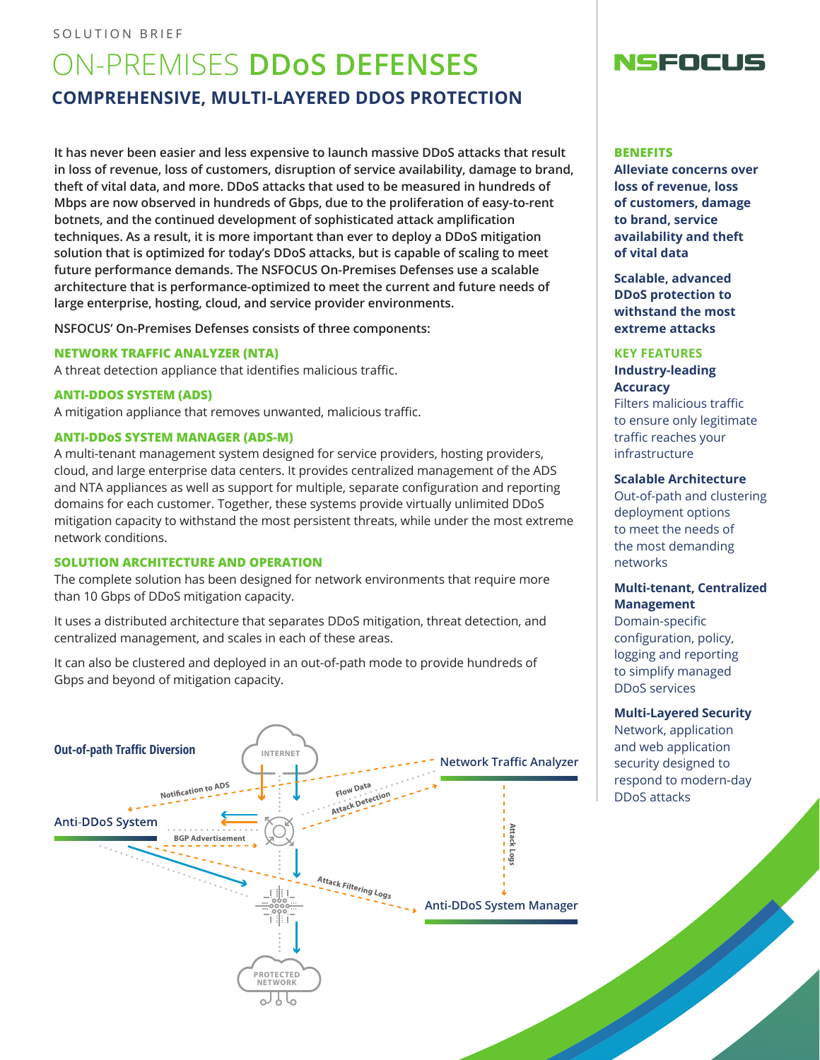SOLUTION BRIEF

# ON-PREMISES DDoS DEFENSES

## COMPREHENSIVE, MULTI-LAYERED DDOS PROTECTION

**It has never been easier and less expensive to launch massive DDoS attacks that result in loss of revenue, loss of customers, disruption of service availability, damage to brand, theft of vital data, and more. DDoS attacks that used to be measured in hundreds of Mbps are now observed in hundreds of Gbps, due to the proliferation of easy-to-rent botnets, and the continued development of sophisticated attack amplification techniques. As a result, it is more important than ever to deploy a DDoS mitigation solution that is optimized for today's DDoS attacks, but is capable of scaling to meet future performance demands. The NSFOCUS On-Premises Defenses use a scalable architecture that is performance-optimized to meet the current and future needs of large enterprise, hosting, cloud, and service provider environments.**

**NSFOCUS' On-Premises Defenses consists of three components:**

### NETWORK TRAFFIC ANALYZER (NTA)

A threat detection appliance that identifies malicious traffic.

### ANTI-DDOS SYSTEM (ADS)

A mitigation appliance that removes unwanted, malicious traffic.

### ANTI-DDOS SYSTEM MANAGER (ADS-M)

A multi-tenant management system designed for service providers, hosting providers, cloud, and large enterprise data centers. It provides centralized management of the ADS and NTA appliances as well as support for multiple, separate configuration and reporting domains for each customer. Together, these systems provide virtually unlimited DDoS mitigation capacity to withstand the most persistent threats, while under the most extreme network conditions.

### SOLUTION ARCHITECTURE AND OPERATION

The complete solution has been designed for network environments that require more than 10 Gbps of DDoS mitigation capacity.

It uses a distributed architecture that separates DDoS mitigation, threat detection, and centralized management, and scales in each of these areas.

It can also be clustered and deployed in an out-of-path mode to provide hundreds of Gbps and beyond of mitigation capacity.

**Out-of-path Traffic Diversion**

INTERNET · Network Traffic Analyzer · Anti-DDoS System · Anti-DDoS System Manager · PROTECTED NETWORK · Notification to ADS · Flow Data · Attack Detection · BGP Advertisement · Attack Logs · Attack Filtering Logs

### BENEFITS

**Alleviate concerns over loss of revenue, loss of customers, damage to brand, service availability and theft of vital data**

**Scalable, advanced DDoS protection to withstand the most extreme attacks**

### KEY FEATURES

**Industry-leading Accuracy**
Filters malicious traffic to ensure only legitimate traffic reaches your infrastructure

**Scalable Architecture**
Out-of-path and clustering deployment options to meet the needs of the most demanding networks

**Multi-tenant, Centralized Management**
Domain-specific configuration, policy, logging and reporting to simplify managed DDoS services

**Multi-Layered Security**
Network, application and web application security designed to respond to modern-day DDoS attacks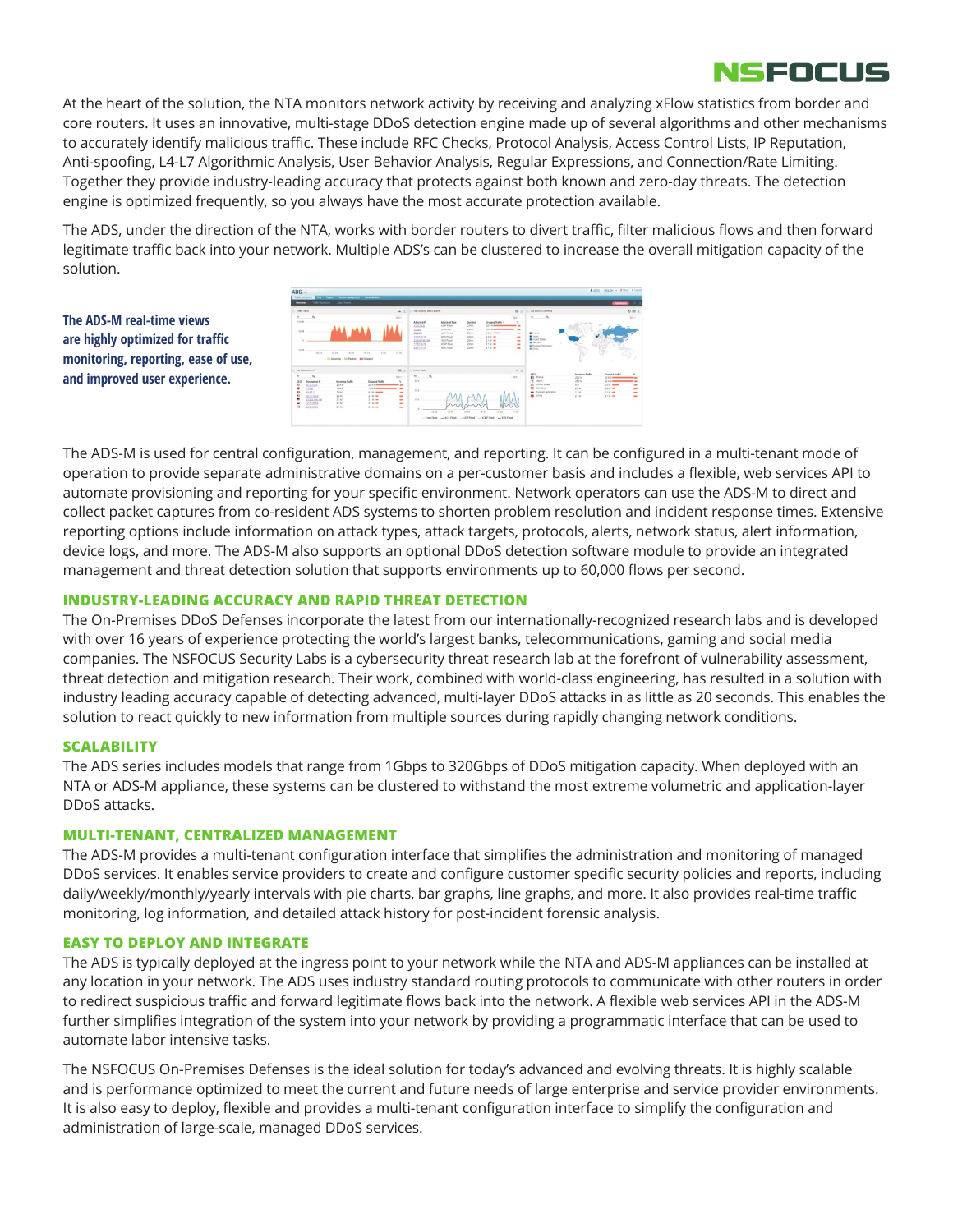At the heart of the solution, the NTA monitors network activity by receiving and analyzing xFlow statistics from border and core routers. It uses an innovative, multi-stage DDoS detection engine made up of several algorithms and other mechanisms to accurately identify malicious traffic. These include RFC Checks, Protocol Analysis, Access Control Lists, IP Reputation, Anti-spoofing, L4-L7 Algorithmic Analysis, User Behavior Analysis, Regular Expressions, and Connection/Rate Limiting. Together they provide industry-leading accuracy that protects against both known and zero-day threats. The detection engine is optimized frequently, so you always have the most accurate protection available.

The ADS, under the direction of the NTA, works with border routers to divert traffic, filter malicious flows and then forward legitimate traffic back into your network. Multiple ADS's can be clustered to increase the overall mitigation capacity of the solution.

**The ADS-M real-time views are highly optimized for traffic monitoring, reporting, ease of use, and improved user experience.**

The ADS-M is used for central configuration, management, and reporting. It can be configured in a multi-tenant mode of operation to provide separate administrative domains on a per-customer basis and includes a flexible, web services API to automate provisioning and reporting for your specific environment. Network operators can use the ADS-M to direct and collect packet captures from co-resident ADS systems to shorten problem resolution and incident response times. Extensive reporting options include information on attack types, attack targets, protocols, alerts, network status, alert information, device logs, and more. The ADS-M also supports an optional DDoS detection software module to provide an integrated management and threat detection solution that supports environments up to 60,000 flows per second.

### INDUSTRY-LEADING ACCURACY AND RAPID THREAT DETECTION

The On-Premises DDoS Defenses incorporate the latest from our internationally-recognized research labs and is developed with over 16 years of experience protecting the world's largest banks, telecommunications, gaming and social media companies. The NSFOCUS Security Labs is a cybersecurity threat research lab at the forefront of vulnerability assessment, threat detection and mitigation research. Their work, combined with world-class engineering, has resulted in a solution with industry leading accuracy capable of detecting advanced, multi-layer DDoS attacks in as little as 20 seconds. This enables the solution to react quickly to new information from multiple sources during rapidly changing network conditions.

### SCALABILITY

The ADS series includes models that range from 1Gbps to 320Gbps of DDoS mitigation capacity. When deployed with an NTA or ADS-M appliance, these systems can be clustered to withstand the most extreme volumetric and application-layer DDoS attacks.

### MULTI-TENANT, CENTRALIZED MANAGEMENT

The ADS-M provides a multi-tenant configuration interface that simplifies the administration and monitoring of managed DDoS services. It enables service providers to create and configure customer specific security policies and reports, including daily/weekly/monthly/yearly intervals with pie charts, bar graphs, line graphs, and more. It also provides real-time traffic monitoring, log information, and detailed attack history for post-incident forensic analysis.

### EASY TO DEPLOY AND INTEGRATE

The ADS is typically deployed at the ingress point to your network while the NTA and ADS-M appliances can be installed at any location in your network. The ADS uses industry standard routing protocols to communicate with other routers in order to redirect suspicious traffic and forward legitimate flows back into the network. A flexible web services API in the ADS-M further simplifies integration of the system into your network by providing a programmatic interface that can be used to automate labor intensive tasks.

The NSFOCUS On-Premises Defenses is the ideal solution for today's advanced and evolving threats. It is highly scalable and is performance optimized to meet the current and future needs of large enterprise and service provider environments. It is also easy to deploy, flexible and provides a multi-tenant configuration interface to simplify the configuration and administration of large-scale, managed DDoS services.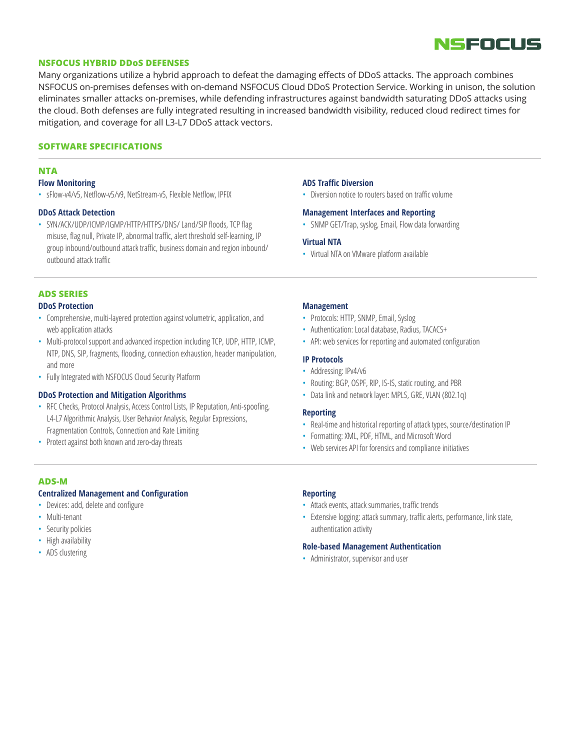## NSFOCUS HYBRID DDoS DEFENSES

Many organizations utilize a hybrid approach to defeat the damaging effects of DDoS attacks. The approach combines NSFOCUS on-premises defenses with on-demand NSFOCUS Cloud DDoS Protection Service. Working in unison, the solution eliminates smaller attacks on-premises, while defending infrastructures against bandwidth saturating DDoS attacks using the cloud. Both defenses are fully integrated resulting in increased bandwidth visibility, reduced cloud redirect times for mitigation, and coverage for all L3-L7 DDoS attack vectors.

## SOFTWARE SPECIFICATIONS

### NTA

#### Flow Monitoring

- sFlow-v4/v5, Netflow-v5/v9, NetStream-v5, Flexible Netflow, IPFIX

#### DDoS Attack Detection

- SYN/ACK/UDP/ICMP/IGMP/HTTP/HTTPS/DNS/ Land/SIP floods, TCP flag misuse, flag null, Private IP, abnormal traffic, alert threshold self-learning, IP group inbound/outbound attack traffic, business domain and region inbound/ outbound attack traffic

#### ADS Traffic Diversion

- Diversion notice to routers based on traffic volume

#### Management Interfaces and Reporting

- SNMP GET/Trap, syslog, Email, Flow data forwarding

#### Virtual NTA

- Virtual NTA on VMware platform available

### ADS SERIES

#### DDoS Protection

- Comprehensive, multi-layered protection against volumetric, application, and web application attacks
- Multi-protocol support and advanced inspection including TCP, UDP, HTTP, ICMP, NTP, DNS, SIP, fragments, flooding, connection exhaustion, header manipulation, and more
- Fully Integrated with NSFOCUS Cloud Security Platform

#### DDoS Protection and Mitigation Algorithms

- RFC Checks, Protocol Analysis, Access Control Lists, IP Reputation, Anti-spoofing, L4-L7 Algorithmic Analysis, User Behavior Analysis, Regular Expressions, Fragmentation Controls, Connection and Rate Limiting
- Protect against both known and zero-day threats

#### Management

- Protocols: HTTP, SNMP, Email, Syslog
- Authentication: Local database, Radius, TACACS+
- API: web services for reporting and automated configuration

#### IP Protocols

- Addressing: IPv4/v6
- Routing: BGP, OSPF, RIP, IS-IS, static routing, and PBR
- Data link and network layer: MPLS, GRE, VLAN (802.1q)

#### Reporting

- Real-time and historical reporting of attack types, source/destination IP
- Formatting: XML, PDF, HTML, and Microsoft Word
- Web services API for forensics and compliance initiatives

### ADS-M

#### Centralized Management and Configuration

- Devices: add, delete and configure
- Multi-tenant
- Security policies
- High availability
- ADS clustering

#### Reporting

- Attack events, attack summaries, traffic trends
- Extensive logging: attack summary, traffic alerts, performance, link state, authentication activity

#### Role-based Management Authentication

- Administrator, supervisor and user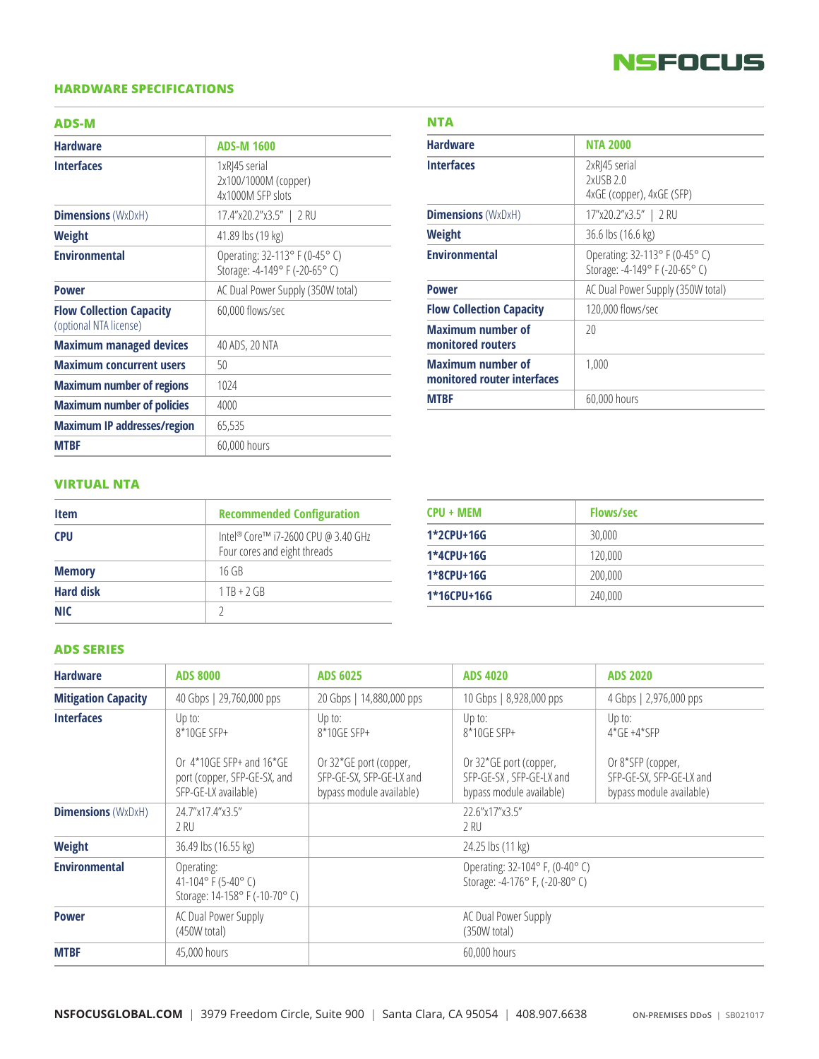## HARDWARE SPECIFICATIONS

### ADS-M

| Hardware | ADS-M 1600 |
|---|---|
| Interfaces | 1xRJ45 serial<br>2x100/1000M (copper)<br>4x1000M SFP slots |
| Dimensions (WxDxH) | 17.4"x20.2"x3.5" \| 2 RU |
| Weight | 41.89 lbs (19 kg) |
| Environmental | Operating: 32-113° F (0-45° C)<br>Storage: -4-149° F (-20-65° C) |
| Power | AC Dual Power Supply (350W total) |
| Flow Collection Capacity (optional NTA license) | 60,000 flows/sec |
| Maximum managed devices | 40 ADS, 20 NTA |
| Maximum concurrent users | 50 |
| Maximum number of regions | 1024 |
| Maximum number of policies | 4000 |
| Maximum IP addresses/region | 65,535 |
| MTBF | 60,000 hours |

### NTA

| Hardware | NTA 2000 |
|---|---|
| Interfaces | 2xRJ45 serial<br>2xUSB 2.0<br>4xGE (copper), 4xGE (SFP) |
| Dimensions (WxDxH) | 17"x20.2"x3.5" \| 2 RU |
| Weight | 36.6 lbs (16.6 kg) |
| Environmental | Operating: 32-113° F (0-45° C)<br>Storage: -4-149° F (-20-65° C) |
| Power | AC Dual Power Supply (350W total) |
| Flow Collection Capacity | 120,000 flows/sec |
| Maximum number of monitored routers | 20 |
| Maximum number of monitored router interfaces | 1,000 |
| MTBF | 60,000 hours |

### VIRTUAL NTA

| Item | Recommended Configuration |
|---|---|
| CPU | Intel® Core™ i7-2600 CPU @ 3.40 GHz<br>Four cores and eight threads |
| Memory | 16 GB |
| Hard disk | 1 TB + 2 GB |
| NIC | 2 |

| CPU + MEM | Flows/sec |
|---|---|
| 1*2CPU+16G | 30,000 |
| 1*4CPU+16G | 120,000 |
| 1*8CPU+16G | 200,000 |
| 1*16CPU+16G | 240,000 |

### ADS SERIES

| Hardware | ADS 8000 | ADS 6025 | ADS 4020 | ADS 2020 |
|---|---|---|---|---|
| Mitigation Capacity | 40 Gbps \| 29,760,000 pps | 20 Gbps \| 14,880,000 pps | 10 Gbps \| 8,928,000 pps | 4 Gbps \| 2,976,000 pps |
| Interfaces | Up to:<br>8*10GE SFP+<br><br>Or 4*10GE SFP+ and 16*GE port (copper, SFP-GE-SX, and SFP-GE-LX available) | Up to:<br>8*10GE SFP+<br><br>Or 32*GE port (copper, SFP-GE-SX, SFP-GE-LX and bypass module available) | Up to:<br>8*10GE SFP+<br><br>Or 32*GE port (copper, SFP-GE-SX , SFP-GE-LX and bypass module available) | Up to:<br>4*GE +4*SFP<br><br>Or 8*SFP (copper, SFP-GE-SX, SFP-GE-LX and bypass module available) |
| Dimensions (WxDxH) | 24.7"x17.4"x3.5"<br>2 RU | 22.6"x17"x3.5"<br>2 RU | | |
| Weight | 36.49 lbs (16.55 kg) | 24.25 lbs (11 kg) | | |
| Environmental | Operating:<br>41-104° F (5-40° C)<br>Storage: 14-158° F (-10-70° C) | Operating: 32-104° F, (0-40° C)<br>Storage: -4-176° F, (-20-80° C) | | |
| Power | AC Dual Power Supply<br>(450W total) | AC Dual Power Supply<br>(350W total) | | |
| MTBF | 45,000 hours | 60,000 hours | | |

**NSFOCUSGLOBAL.COM** | 3979 Freedom Circle, Suite 900 | Santa Clara, CA 95054 | 408.907.6638

ON-PREMISES DDoS | SB021017